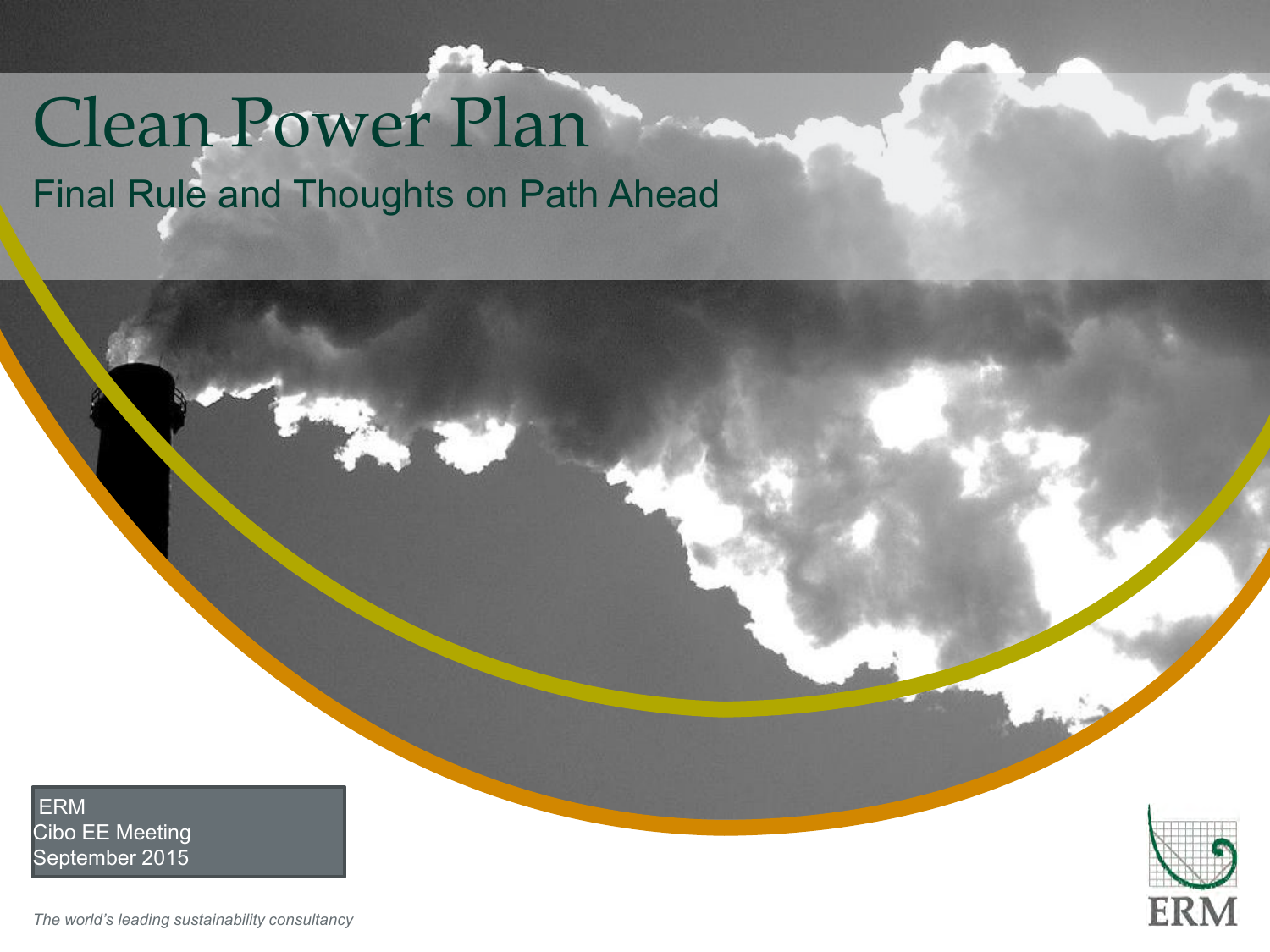# Clean Power Plan

## Final Rule and Thoughts on Path Ahead

ERM
Cibo EE Meeting
September 2015

*The world's leading sustainability consultancy*

ERM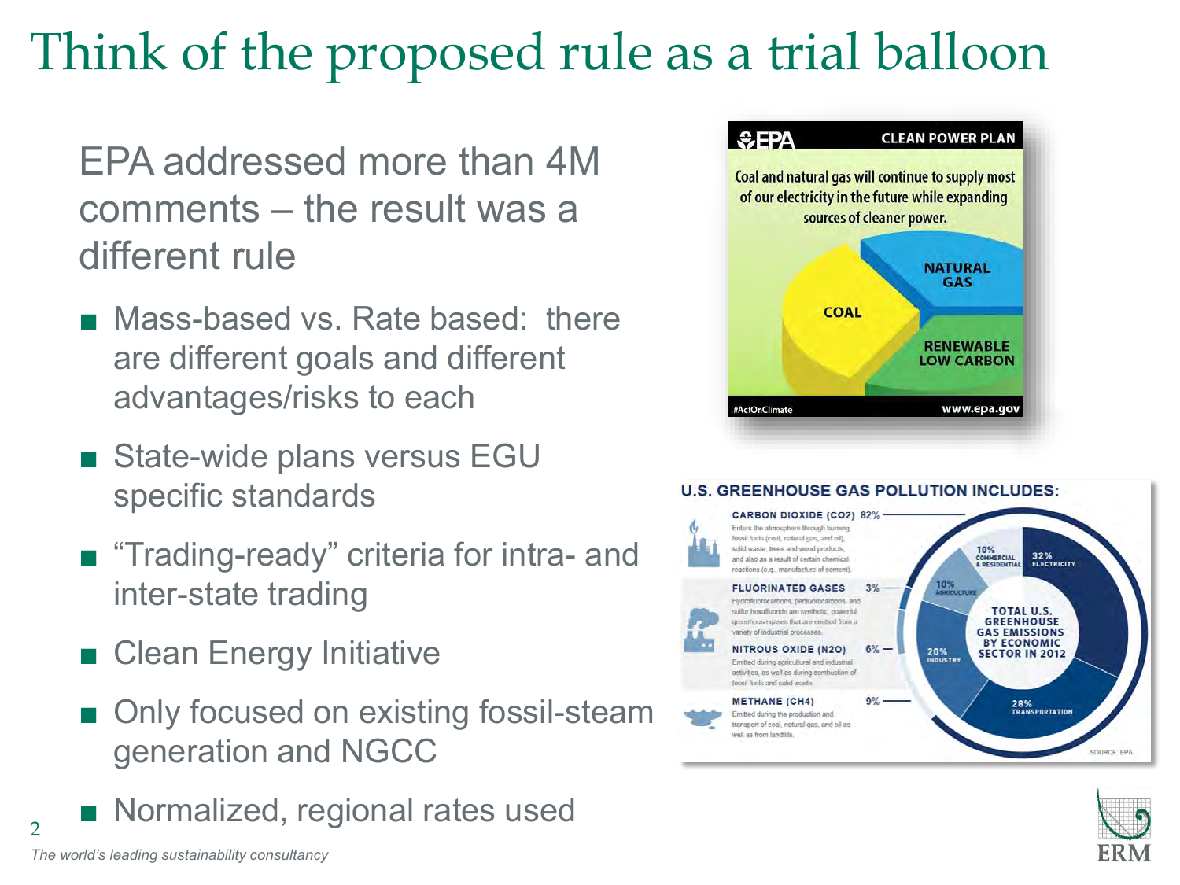# Think of the proposed rule as a trial balloon

EPA addressed more than 4M comments – the result was a different rule

- Mass-based vs. Rate based: there are different goals and different advantages/risks to each
- State-wide plans versus EGU specific standards
- "Trading-ready" criteria for intra- and inter-state trading
- Clean Energy Initiative
- Only focused on existing fossil-steam generation and NGCC
- Normalized, regional rates used

EPA CLEAN POWER PLAN

Coal and natural gas will continue to supply most of our electricity in the future while expanding sources of cleaner power.

COAL | NATURAL GAS | RENEWABLE LOW CARBON

#ActOnClimate www.epa.gov

**U.S. GREENHOUSE GAS POLLUTION INCLUDES:**

**CARBON DIOXIDE ($CO_2$) 82%** — Enters the atmosphere through burning fossil fuels (coal, natural gas, and oil), solid waste, trees and wood products, and also as a result of certain chemical reactions (e.g., manufacture of cement).

**FLUORINATED GASES 3%** — Hydrofluorocarbons, perfluorocarbons, and sulfur hexafluoride are synthetic, powerful greenhouse gases that are emitted from a variety of industrial processes.

**NITROUS OXIDE ($N_2O$) 6%** — Emitted during agricultural and industrial activities, as well as during combustion of fossil fuels and solid waste.

**METHANE ($CH_4$) 9%** — Emitted during the production and transport of coal, natural gas, and oil as well as from landfills.

TOTAL U.S. GREENHOUSE GAS EMISSIONS BY ECONOMIC SECTOR IN 2012: 32% Electricity; 28% Transportation; 20% Industry; 10% Agriculture; 10% Commercial & Residential

SOURCE: EPA

*The world's leading sustainability consultancy*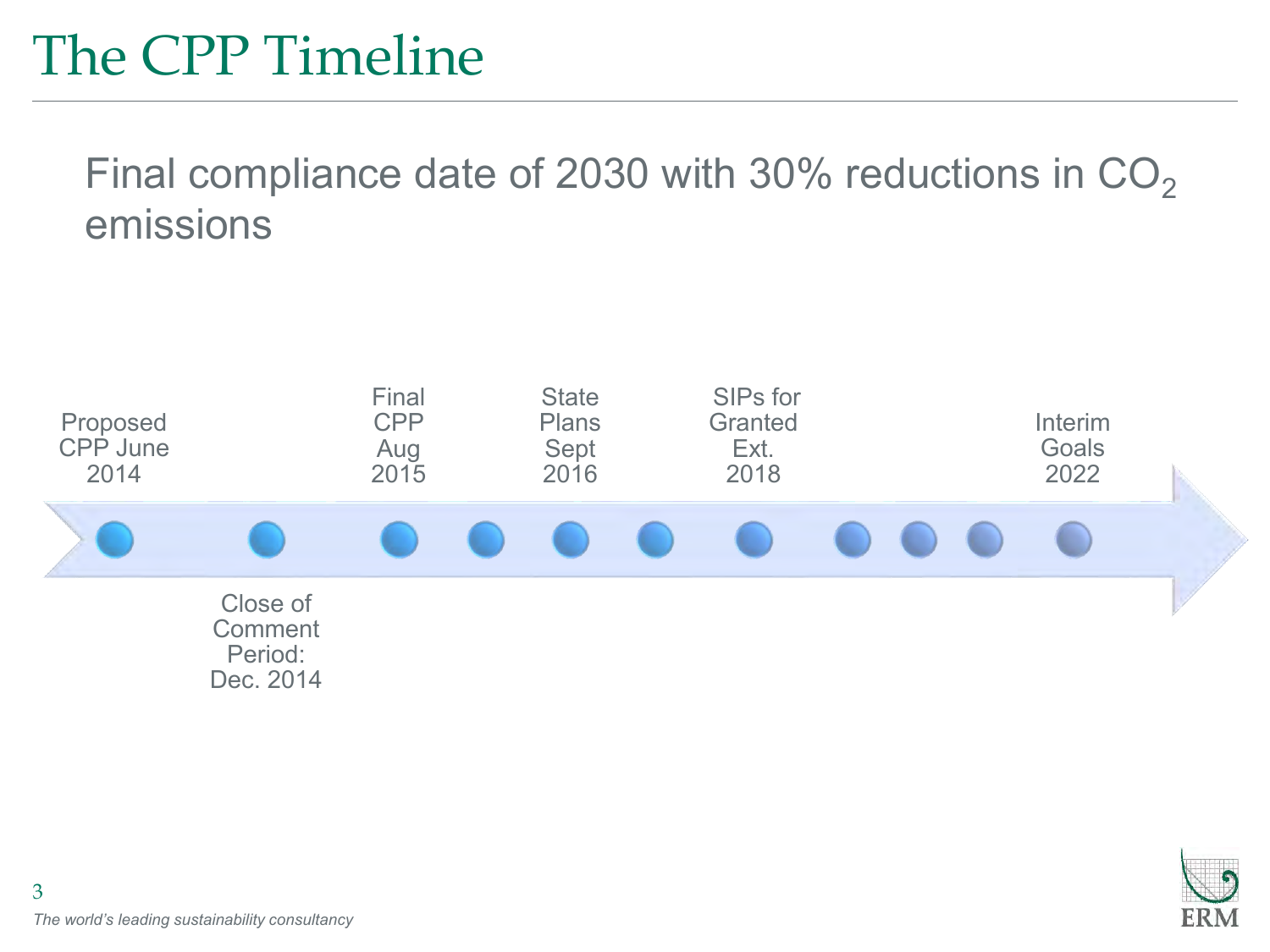# The CPP Timeline

Final compliance date of 2030 with 30% reductions in $CO_2$ emissions

- Proposed CPP June 2014
- Close of Comment Period: Dec. 2014
- Final CPP Aug 2015
- State Plans Sept 2016
- SIPs for Granted Ext. 2018
- Interim Goals 2022

*The world's leading sustainability consultancy*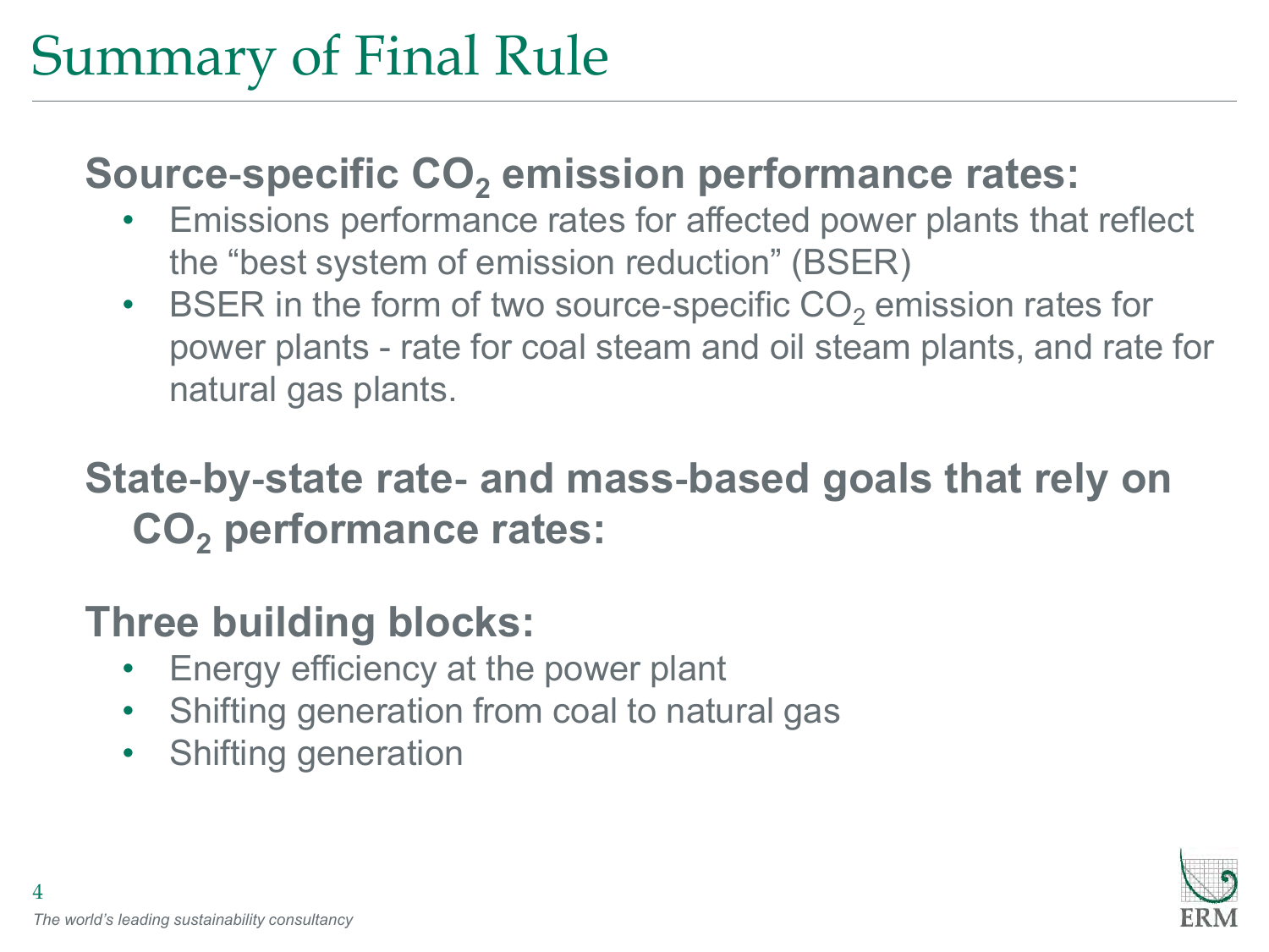# Summary of Final Rule

**Source-specific $CO_2$ emission performance rates:**

- Emissions performance rates for affected power plants that reflect the "best system of emission reduction" (BSER)
- BSER in the form of two source-specific $CO_2$ emission rates for power plants - rate for coal steam and oil steam plants, and rate for natural gas plants.

**State-by-state rate- and mass-based goals that rely on $CO_2$ performance rates:**

**Three building blocks:**

- Energy efficiency at the power plant
- Shifting generation from coal to natural gas
- Shifting generation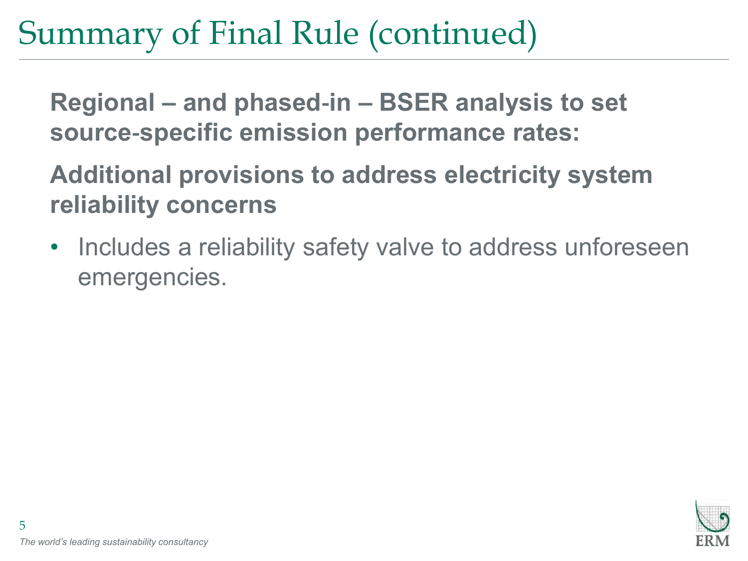# Summary of Final Rule (continued)

**Regional – and phased-in – BSER analysis to set source-specific emission performance rates:**

**Additional provisions to address electricity system reliability concerns**

- Includes a reliability safety valve to address unforeseen emergencies.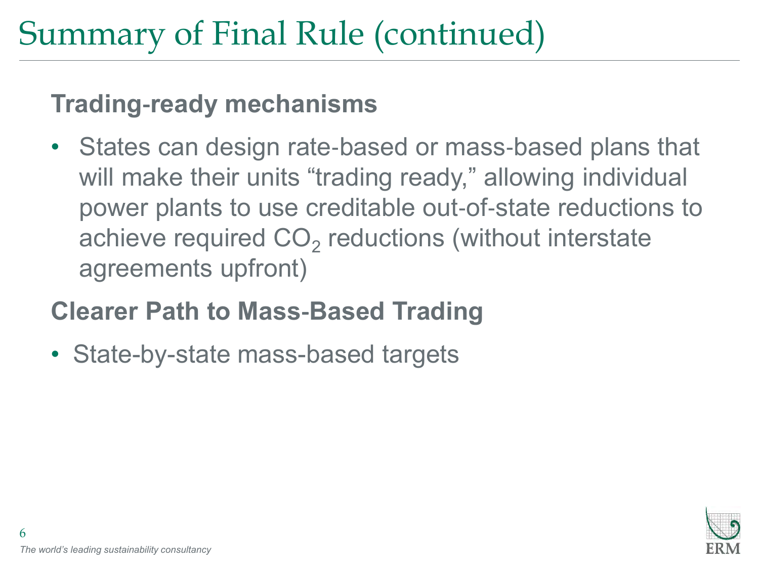# Summary of Final Rule (continued)

**Trading-ready mechanisms**

- States can design rate-based or mass-based plans that will make their units “trading ready,” allowing individual power plants to use creditable out-of-state reductions to achieve required $CO_2$ reductions (without interstate agreements upfront)

**Clearer Path to Mass-Based Trading**

- State-by-state mass-based targets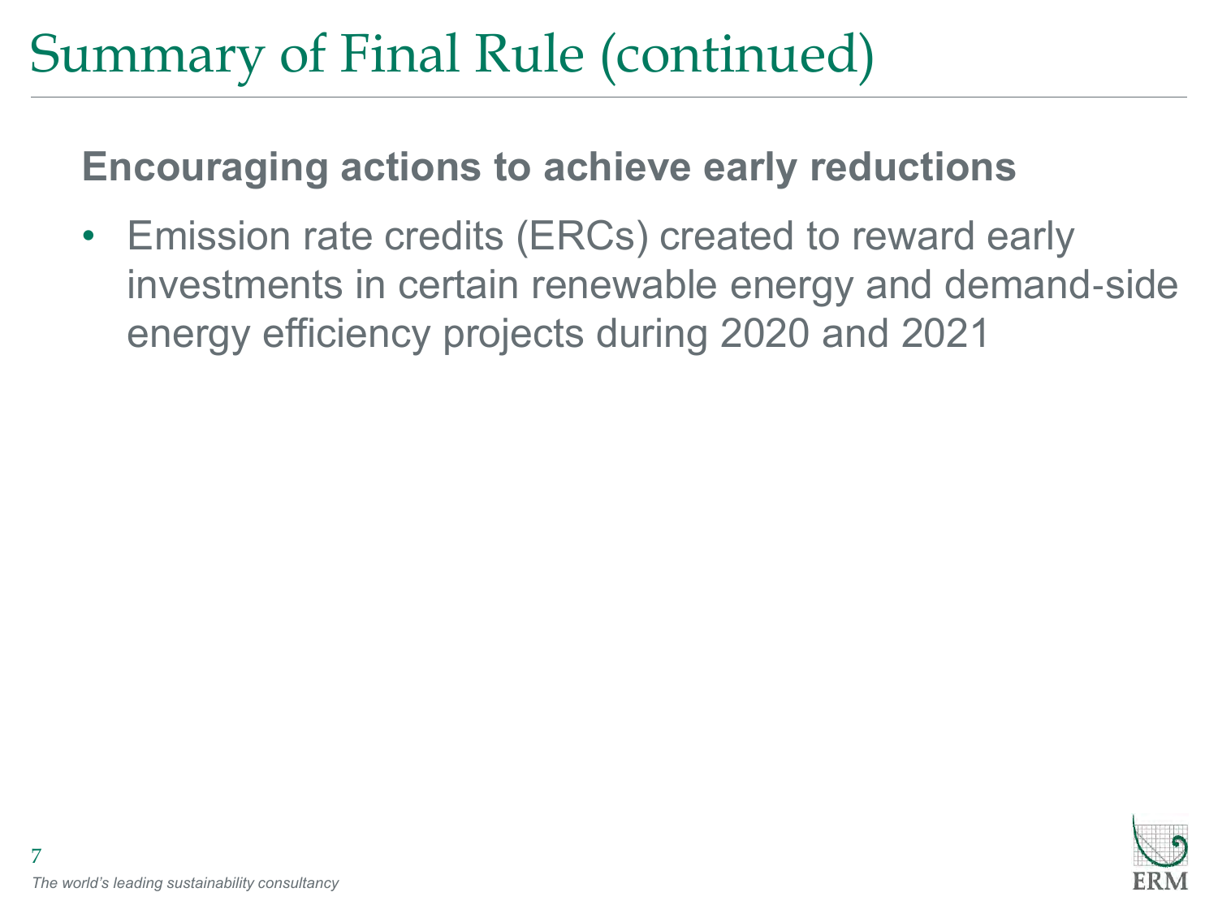# Summary of Final Rule (continued)

## Encouraging actions to achieve early reductions

- Emission rate credits (ERCs) created to reward early investments in certain renewable energy and demand-side energy efficiency projects during 2020 and 2021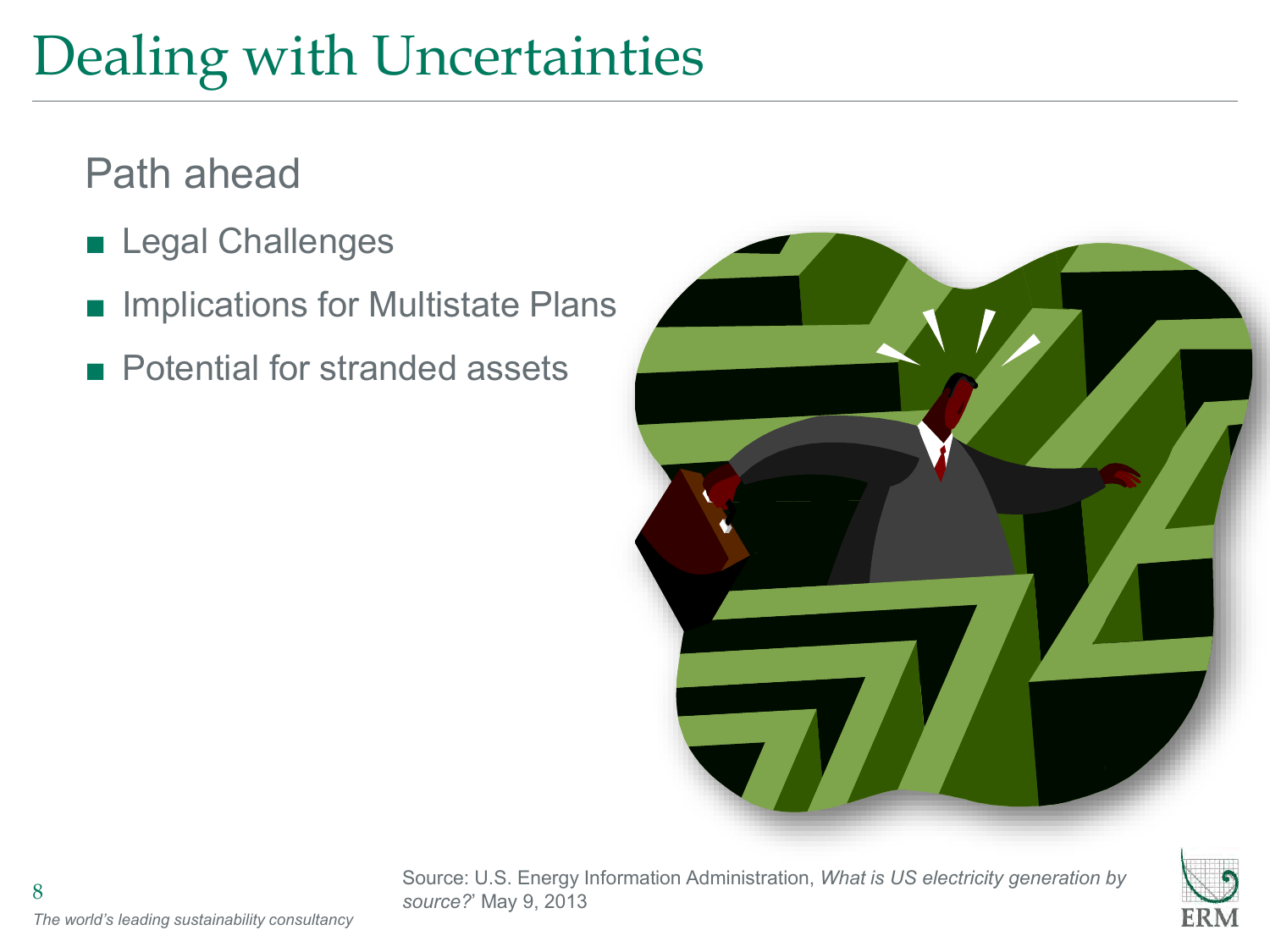# Dealing with Uncertainties

## Path ahead

- Legal Challenges
- Implications for Multistate Plans
- Potential for stranded assets

Source: U.S. Energy Information Administration, *What is US electricity generation by source?*' May 9, 2013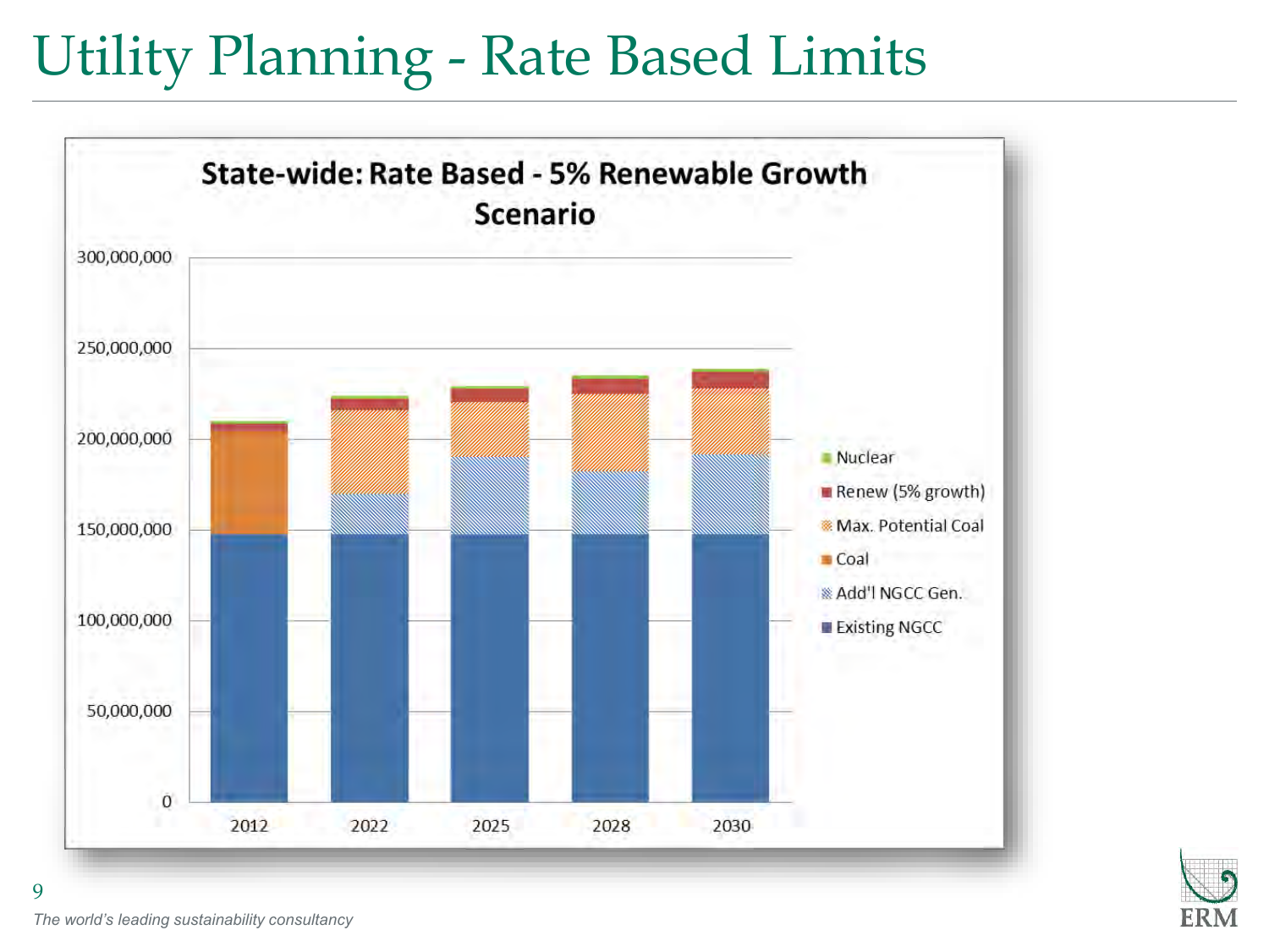# Utility Planning - Rate Based Limits

**State-wide: Rate Based - 5% Renewable Growth Scenario**

300,000,000
250,000,000
200,000,000
150,000,000
100,000,000
50,000,000
0

2012 2022 2025 2028 2030

- Nuclear
- Renew (5% growth)
- Max. Potential Coal
- Coal
- Add'l NGCC Gen.
- Existing NGCC

*The world's leading sustainability consultancy*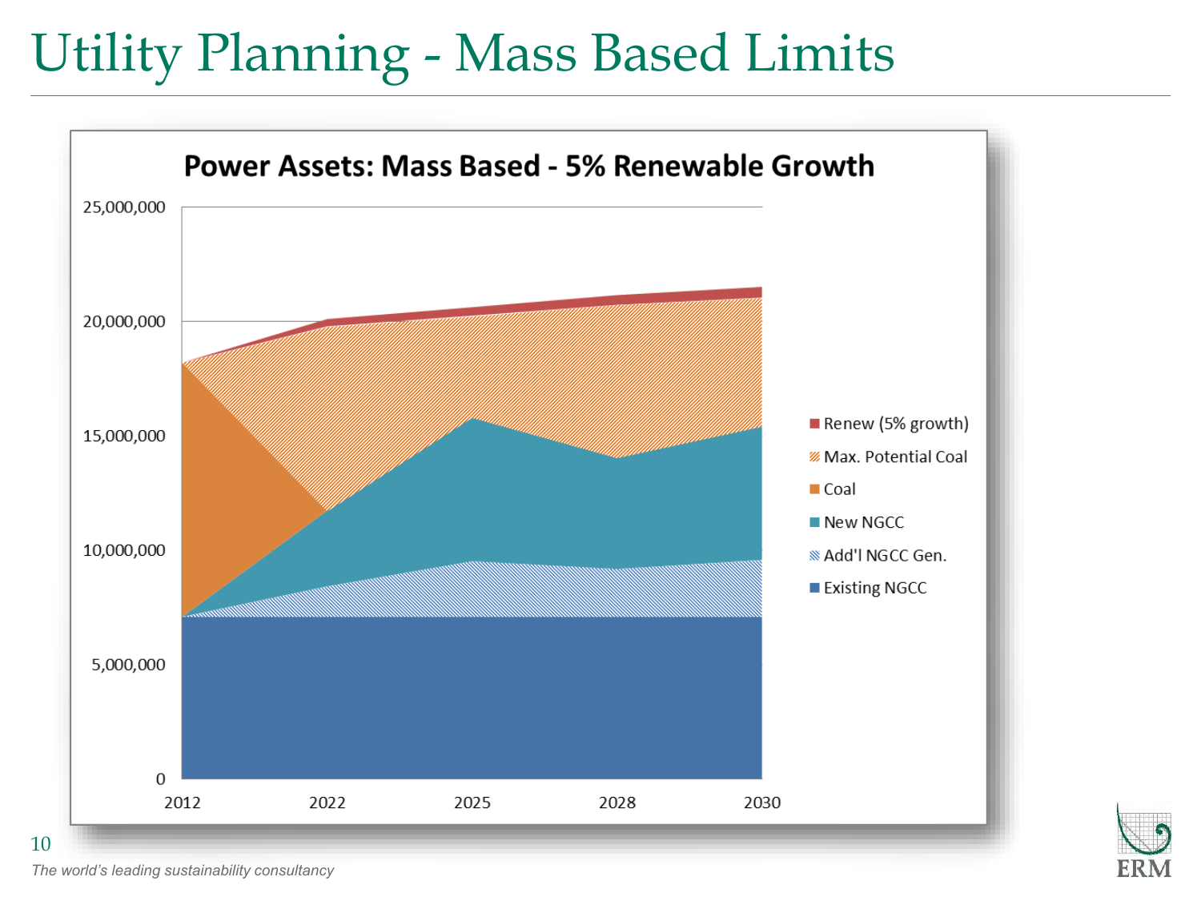# Utility Planning - Mass Based Limits

**Power Assets: Mass Based - 5% Renewable Growth**

Legend: Renew (5% growth), Max. Potential Coal, Coal, New NGCC, Add'l NGCC Gen., Existing NGCC

Y-axis: 0, 5,000,000, 10,000,000, 15,000,000, 20,000,000, 25,000,000

X-axis: 2012, 2022, 2025, 2028, 2030

*The world's leading sustainability consultancy*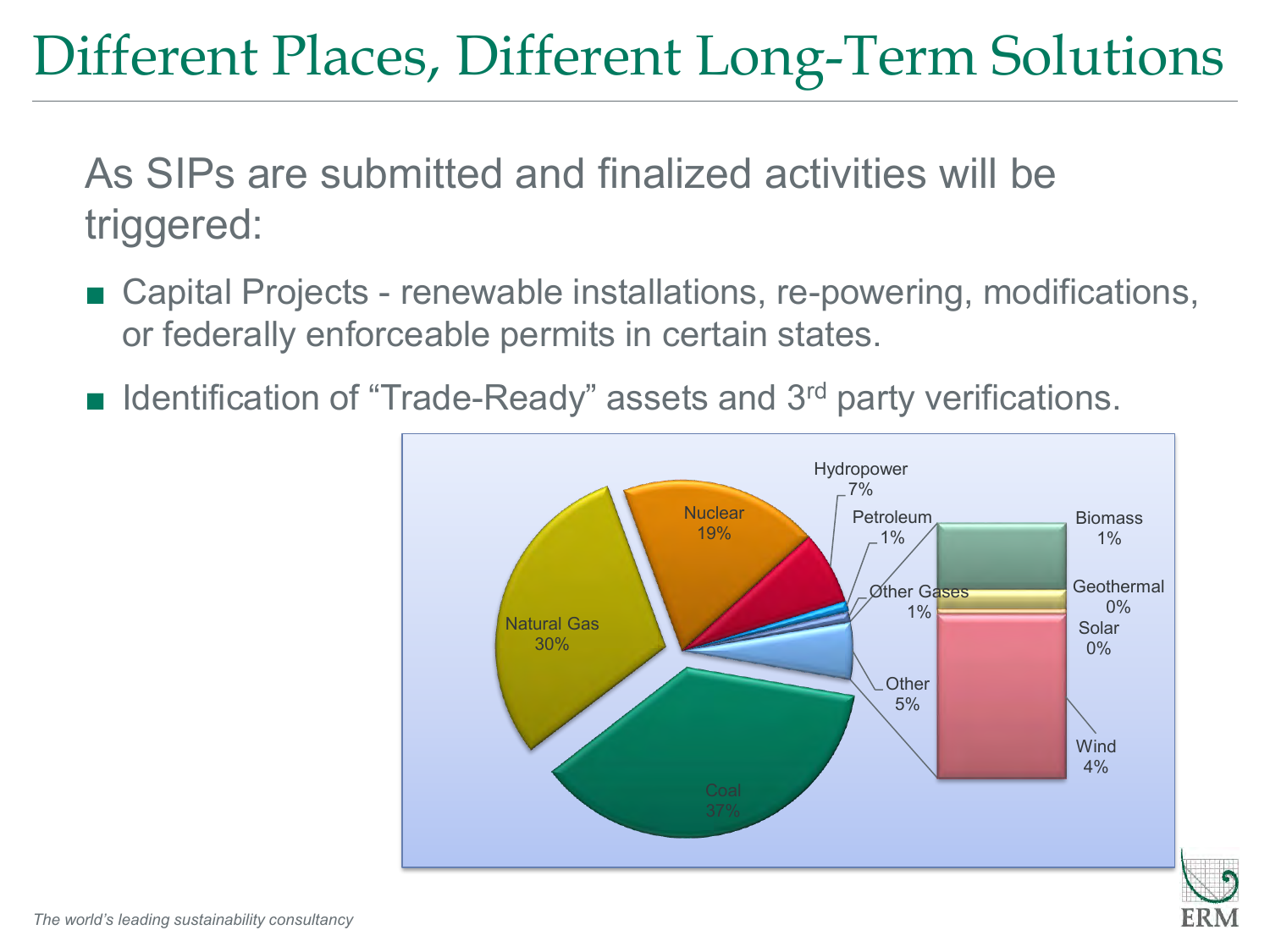# Different Places, Different Long-Term Solutions

As SIPs are submitted and finalized activities will be triggered:

- Capital Projects - renewable installations, re-powering, modifications, or federally enforceable permits in certain states.
- Identification of “Trade-Ready” assets and 3rd party verifications.

Hydropower 7%
Petroleum 1%
Other Gases 1%
Nuclear 19%
Natural Gas 30%
Coal 37%
Other 5%
Biomass 1%
Geothermal 0%
Solar 0%
Wind 4%

*The world’s leading sustainability consultancy*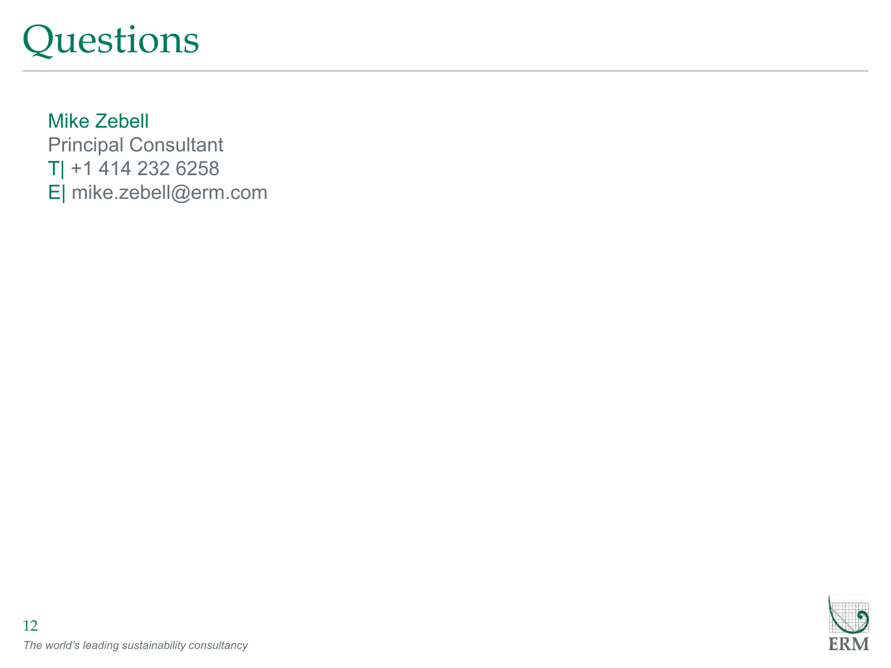# Questions

Mike Zebell
Principal Consultant
T| +1 414 232 6258
E| mike.zebell@erm.com